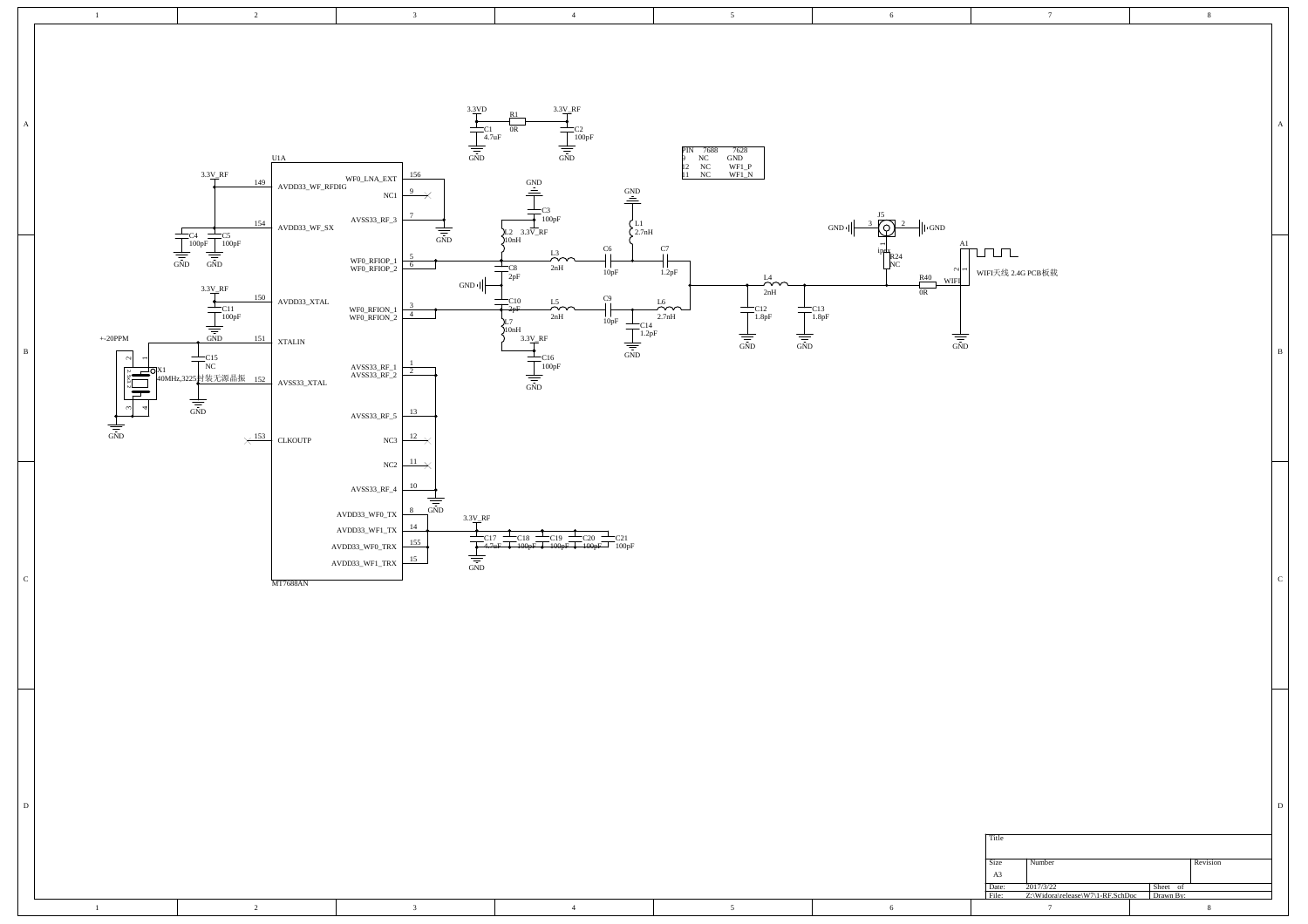| PIN | 7688 | 7628 |
| --- | --- | --- |
| 9 | NC | GND |
| 12 | NC | WF1_P |
| 11 | NC | WF1_N |

U1A

MT7688AN

| Pin | Name |
| --- | --- |
| 149 | AVDD33_WF_RFDIG |
| 154 | AVDD33_WF_SX |
| 150 | AVDD33_XTAL |
| 151 | XTALIN |
| 152 | AVSS33_XTAL |
| 153 | CLKOUTP |
| 156 | WF0_LNA_EXT |
| 9 | NC1 |
| 7 | AVSS33_RF_3 |
| 5 | WF0_RFIOP_1 |
| 6 | WF0_RFIOP_2 |
| 3 | WF0_RFION_1 |
| 4 | WF0_RFION_2 |
| 1 | AVSS33_RF_1 |
| 2 | AVSS33_RF_2 |
| 13 | AVSS33_RF_5 |
| 12 | NC3 |
| 11 | NC2 |
| 10 | AVSS33_RF_4 |
| 8 | AVDD33_WF0_TX |
| 14 | AVDD33_WF1_TX |
| 155 | AVDD33_WF0_TRX |
| 15 | AVDD33_WF1_TRX |

3.2VD — R1 0R — 3.3V_RF; C1 4.7uF; C2 100pF

C4 100pF, C5 100pF, C11 100pF, C15 NC

X1 40MHz,3225封装无源晶振, +-20PPM

C3 100pF, L2 10nH, C8 2pF, L3 2nH, C6 10pF, L1 2.7nH, C7 1.2pF

C10 2pF, L5 2nH, C9 10pF, L6 2.7nH, L7 10nH, C14 1.2pF, C16 100pF

L4 2nH, C12 1.8pF, C13 1.8pF

J5 ipex, R24 NC, R40 0R, WIFI

A1 WIFI天线 2.4G PCB板载

C17 4.7uF, C18 100pF, C19 100pF, C20 100pF, C21 100pF

| Title | | |
| --- | --- | --- |
| Size A3 | Number | Revision |
| Date: 2017/3/22 | | Sheet of |
| File: Z:\Widora\release\W7\1-RF.SchDoc | | Drawn By: |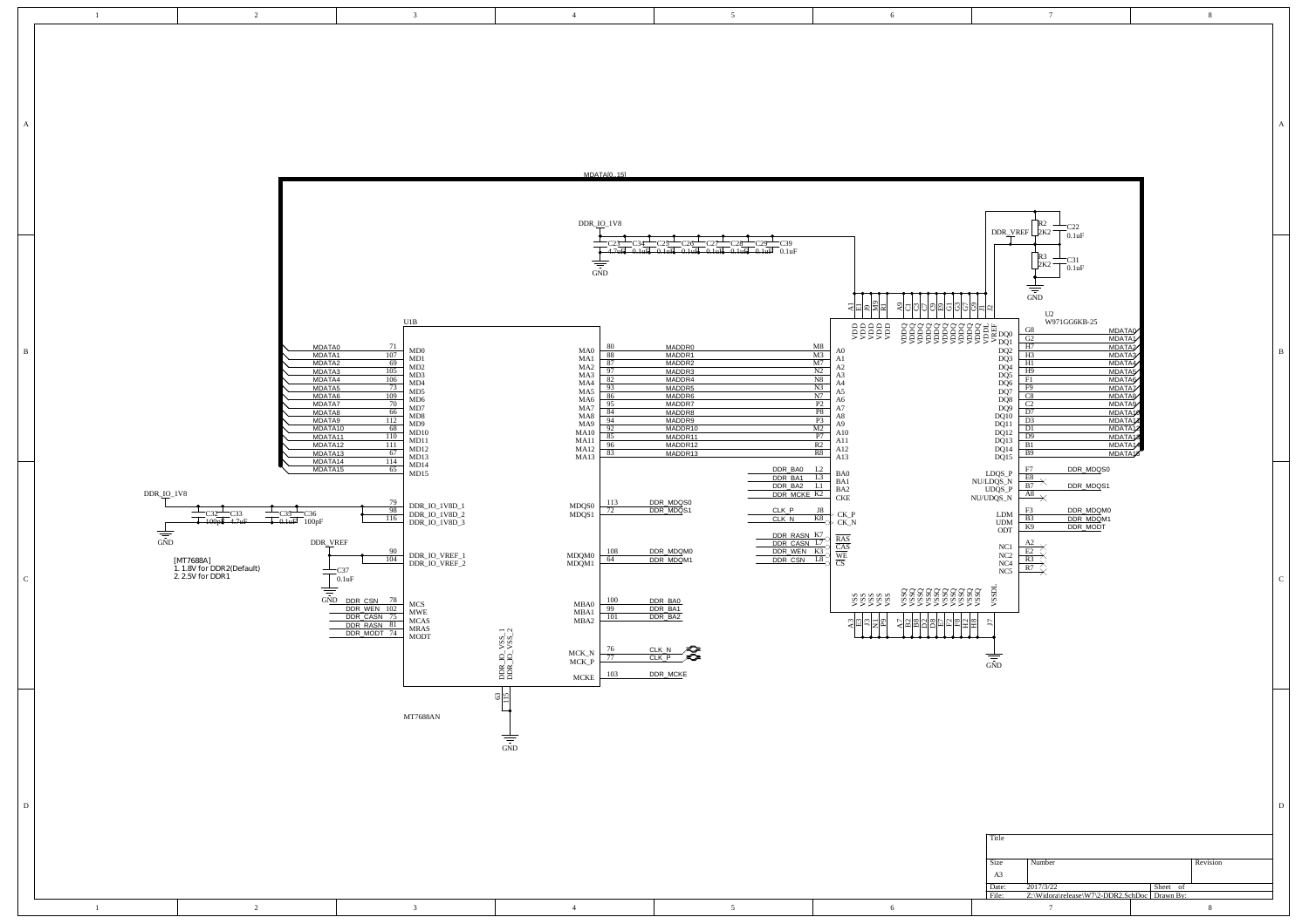MDATA[0..15]

DDR_IO_1V8

| C23 | C34 | C25 | C26 | C27 | C28 | C29 | C39 |
|---|---|---|---|---|---|---|---|
| 4.7uF | 0.1uF | 0.1uF | 0.1uF | 0.1uF | 0.1uF | 0.1uF | 0.1uF |

GND

DDR_VREF R2 2K2 C22 0.1uF

R3 2K2 C31 0.1uF

GND

U2 W971GG6KB-25

U1B

| Signal | Pin | U1B Pin |
|---|---|---|
| MDATA0 | 71 | MD0 |
| MDATA1 | 107 | MD1 |
| MDATA2 | 69 | MD2 |
| MDATA3 | 105 | MD3 |
| MDATA4 | 106 | MD4 |
| MDATA5 | 73 | MD5 |
| MDATA6 | 109 | MD6 |
| MDATA7 | 70 | MD7 |
| MDATA8 | 66 | MD8 |
| MDATA9 | 112 | MD9 |
| MDATA10 | 68 | MD10 |
| MDATA11 | 110 | MD11 |
| MDATA12 | 111 | MD12 |
| MDATA13 | 67 | MD13 |
| MDATA14 | 114 | MD14 |
| MDATA15 | 65 | MD15 |

| U1B Pin | Pin | Signal | U2 Pin | U2 Name |
|---|---|---|---|---|
| MA0 | 80 | MADDR0 | M8 | A0 |
| MA1 | 88 | MADDR1 | M3 | A1 |
| MA2 | 87 | MADDR2 | M7 | A2 |
| MA3 | 97 | MADDR3 | N2 | A3 |
| MA4 | 82 | MADDR4 | N8 | A4 |
| MA5 | 93 | MADDR5 | N3 | A5 |
| MA6 | 86 | MADDR6 | N7 | A6 |
| MA7 | 95 | MADDR7 | P2 | A7 |
| MA8 | 84 | MADDR8 | P8 | A8 |
| MA9 | 94 | MADDR9 | P3 | A9 |
| MA10 | 92 | MADDR10 | M2 | A10 |
| MA11 | 85 | MADDR11 | P7 | A11 |
| MA12 | 96 | MADDR12 | R2 | A12 |
| MA13 | 83 | MADDR13 | R8 | A13 |

| U2 Name | U2 Pin | Signal |
|---|---|---|
| DQ0 | G8 | MDATA0 |
| DQ1 | G2 | MDATA1 |
| DQ2 | H7 | MDATA2 |
| DQ3 | H3 | MDATA3 |
| DQ4 | H1 | MDATA4 |
| DQ5 | H9 | MDATA5 |
| DQ6 | F1 | MDATA6 |
| DQ7 | F9 | MDATA7 |
| DQ8 | C8 | MDATA8 |
| DQ9 | C2 | MDATA9 |
| DQ10 | D7 | MDATA10 |
| DQ11 | D3 | MDATA11 |
| DQ12 | D1 | MDATA12 |
| DQ13 | D9 | MDATA13 |
| DQ14 | B1 | MDATA14 |
| DQ15 | B9 | MDATA15 |
| LDQS_P | F7 | DDR_MDQS0 |
| NU/LDQS_N | E8 | NC |
| UDQS_P | B7 | DDR_MDQS1 |
| NU/UDQS_N | A8 | NC |
| LDM | F3 | DDR_MDQM0 |
| UDM | B3 | DDR_MDQM1 |
| ODT | K9 | DDR_MODT |
| NC1 | A2 | NC |
| NC2 | E2 | NC |
| NC4 | R3 | NC |
| NC5 | R7 | NC |

| Signal | U2 Pin | U2 Name |
|---|---|---|
| DDR_BA0 | L2 | BA0 |
| DDR_BA1 | L3 | BA1 |
| DDR_BA2 | L1 | BA2 |
| DDR_MCKE | K2 | CKE |
| CLK_P | J8 | CK_P |
| CLK_N | K8 | CK_N |
| DDR_RASN | K7 | RAS |
| DDR_CASN | L7 | CAS |
| DDR_WEN | K3 | WE |
| DDR_CSN | L8 | CS |

U2 power: VDD (A1, E1, J9, M9, R1), VDDQ (A9, C1, C3, C7, C9, E9, G1, G3, G7, G9), VDDL (J1), VREF (J2)

U2 ground: VSS (A3, E3, J3, N1, P9), VSSQ (A7, B2, B8, D2, D8, E7, F2, F8, H2, H8), VSSDL (J7) — GND

DDR_IO_1V8

| C32 | C33 | C35 | C36 |
|---|---|---|---|
| 100pF | 4.7uF | 0.1uF | 100pF |

GND

| Pin | U1B Pin |
|---|---|
| 79 | DDR_IO_1V8D_1 |
| 98 | DDR_IO_1V8D_2 |
| 116 | DDR_IO_1V8D_3 |

DDR_VREF

| Pin | U1B Pin |
|---|---|
| 90 | DDR_IO_VREF_1 |
| 104 | DDR_IO_VREF_2 |

C37 0.1uF

GND

[MT7688A]
1. 1.8V for DDR2(Default)
2. 2.5V for DDR1

| Signal | Pin | U1B Pin |
|---|---|---|
| DDR_CSN | 78 | MCS |
| DDR_WEN | 102 | MWE |
| DDR_CASN | 75 | MCAS |
| DDR_RASN | 81 | MRAS |
| DDR_MODT | 74 | MODT |

| U1B Pin | Pin | Signal |
|---|---|---|
| MDQS0 | 113 | DDR_MDQS0 |
| MDQS1 | 72 | DDR_MDQS1 |
| MDQM0 | 108 | DDR_MDQM0 |
| MDQM1 | 64 | DDR_MDQM1 |
| MBA0 | 100 | DDR_BA0 |
| MBA1 | 99 | DDR_BA1 |
| MBA2 | 101 | DDR_BA2 |
| MCK_N | 76 | CLK_N |
| MCK_P | 77 | CLK_P |
| MCKE | 103 | DDR_MCKE |

DDR_IO_VSS_1 (63), DDR_IO_VSS_2 (115) — GND

MT7688AN

| Title | | |
|---|---|---|
| Size | Number | Revision |
| A3 | | |
| Date: | 2017/3/22 | Sheet of |
| File: | Z:\Widora\release\W7\2-DDR2.SchDoc | Drawn By: |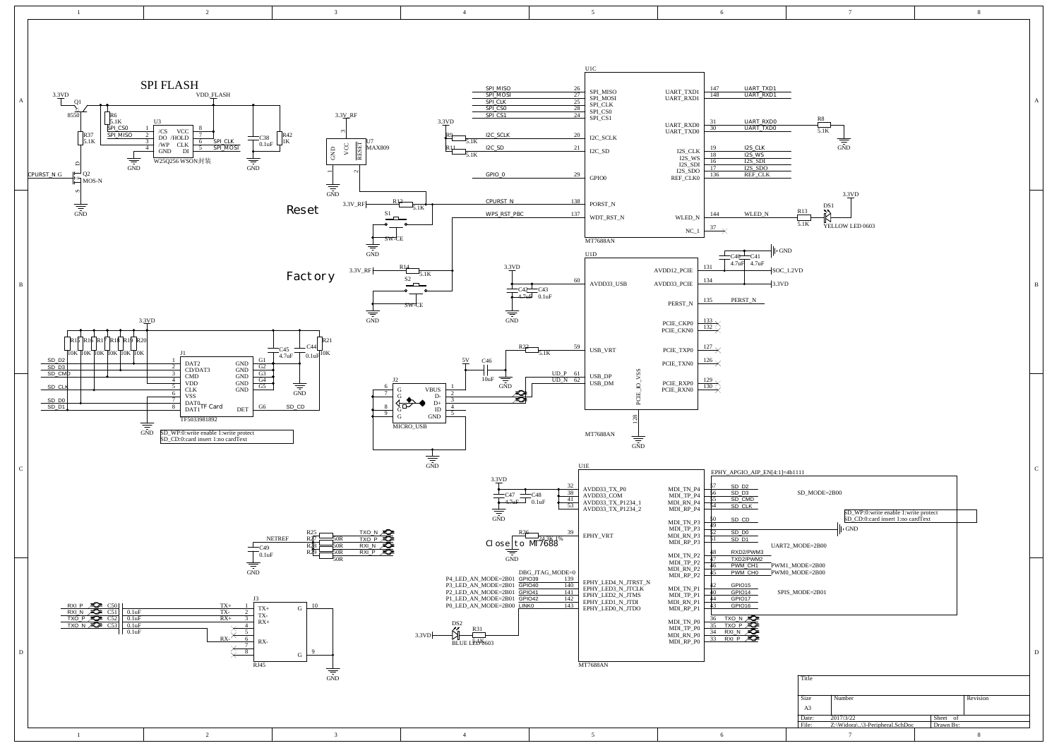## SPI FLASH

3.3VD, Q1 8550, VDD_FLASH, R6 5.1K, R37 5.1K, U3, R42 1K, C38 0.1uF

U3 (W25Q256 WSON封装):

| Pin | Name | Pin | Name |
|---|---|---|---|
| 1 | /CS | 8 | VCC |
| 2 | DO | 7 | /HOLD |
| 3 | /WP | 6 | CLK |
| 4 | GND | 5 | DI |

SPI_CS0, SPI_MISO, SPI_CLK, SPI_MOSI

CPURST_N_G — Q2 MOS-N (D, G, S) — GND

U7 MAX809: 3.3V_RF, GND, VCC, RESET (pins 1, 2, 3)

Reset: 3.3V_RF, R12 5.1K, S1 SW-CE, GND

Factory: 3.3V_RF, R14 5.1K, S2 SW-CE, GND

U1C (MT7688AN):

| Net | Pin | Name | Name | Pin | Net |
|---|---|---|---|---|---|
| SPI_MISO | 26 | SPI_MISO | UART_TXD1 | 147 | UART_TXD1 |
| SPI_MOSI | 27 | SPI_MOSI | UART_RXD1 | 148 | UART_RXD1 |
| SPI_CLK | 25 | SPI_CLK | UART_RXD0 | 31 | UART_RXD0 |
| SPI_CS0 | 28 | SPI_CS0 | UART_TXD0 | 30 | UART_TXD0 |
| SPI_CS1 | 24 | SPI_CS1 | I2S_CLK | 19 | I2S_CLK |
| I2C_SCLK | 20 | I2C_SCLK | I2S_WS | 18 | I2S_WS |
| I2C_SD | 21 | I2C_SD | I2S_SDI | 16 | I2S_SDI |
| GPIO_0 | 29 | GPIO0 | I2S_SDO | 17 | I2S_SDO |
| CPURST_N | 138 | PORST_N | REF_CLK0 | 136 | REF_CLK |
| WPS_RST_PBC | 137 | WDT_RST_N | WLED_N | 144 | WLED_N |
| | | | NC_1 | 37 | |

R9 5.1K, R11 5.1K (3.3VD pull-ups for I2C); R8 5.1K to GND (UART_RXD0); R13 5.1K, DS1 YELLOW LED 0603, 3.3VD

U1D (MT7688AN):

| Net | Pin | Name | Name | Pin | Net |
|---|---|---|---|---|---|
| 3.3VD | 60 | AVDD33_USB | AVDD12_PCIE | 131 | SOC_1.2VD |
| | 59 | USB_VRT | AVDD33_PCIE | 134 | 3.3VD |
| UD_P | 61 | USB_DP | PERST_N | 135 | PERST_N |
| UD_N | 62 | USB_DM | PCIE_CKP0 | 133 | |
| | 128 | PCIE_IO_VSS | PCIE_CKN0 | 132 | |
| | | | PCIE_TXP0 | 127 | |
| | | | PCIE_TXN0 | 126 | |
| | | | PCIE_RXP0 | 129 | |
| | | | PCIE_RXN0 | 130 | |

C40 4.7uF, C41 4.7uF, C42 4.7uF, C43 0.1uF, R22 5.1K, C46 10uF, 5V

J2 MICRO_USB: VBUS (1), D- (2), D+ (3), ID (4), GND (5), G (6, 7, 8, 9)

J1 TF Card (TF5033981892):

| Net | Pin | Name | Name | Pin |
|---|---|---|---|---|
| SD_D2 | 1 | DAT2 | GND | G1 |
| SD_D3 | 2 | CD/DAT3 | GND | G2 |
| SD_CMD | 3 | CMD | GND | G3 |
| | 4 | VDD | GND | G4 |
| SD_CLK | 5 | CLK | GND | G5 |
| | 6 | VSS | | |
| SD_D0 | 7 | DAT0 | | |
| SD_D1 | 8 | DAT1 | DET | G6 (SD_CD) |

R15 10K, R16 10K, R17 10K, R18 10K, R19 10K, R20 10K, R21 10K, C45 4.7uF, C44 0.1uF, 3.3VD

SD_WP:0:write enable 1:write protect
SD_CD:0:card insert 1:no cardText

U1E (MT7688AN):

| Net | Pin | Name | Name | Pin | Net |
|---|---|---|---|---|---|
| 3.3VD | 32 | AVDD33_TX_P0 | MDI_TN_P4 | 57 | SD_D2 |
| | 38 | AVDD33_COM | MDI_TP_P4 | 56 | SD_D3 |
| | 41 | AVDD33_TX_P1234_1 | MDI_RN_P4 | 55 | SD_CMD |
| | 53 | AVDD33_TX_P1234_2 | MDI_RP_P4 | 54 | SD_CLK |
| | 39 | EPHY_VRT | MDI_TN_P3 | 50 | SD_CD |
| GPIO39 | 139 | EPHY_LED4_N_JTRST_N | MDI_TP_P3 | 49 | |
| GPIO40 | 140 | EPHY_LED3_N_JTCLK | MDI_RN_P3 | 52 | SD_D0 |
| GPIO41 | 141 | EPHY_LED2_N_JTMS | MDI_RP_P3 | 51 | SD_D1 |
| GPIO42 | 142 | EPHY_LED1_N_JTDI | MDI_TN_P2 | 48 | RXD2/PWM3 |
| LINK0 | 143 | EPHY_LED0_N_JTDO | MDI_TP_P2 | 47 | TXD2/PWM2 |
| | | | MDI_RN_P2 | 46 | PWM_CH1 |
| | | | MDI_RP_P2 | 45 | PWM_CH0 |
| | | | MDI_TN_P1 | 42 | GPIO15 |
| | | | MDI_TP_P1 | 40 | GPIO14 |
| | | | MDI_RN_P1 | 44 | GPIO17 |
| | | | MDI_RP_P1 | 43 | GPIO16 |
| | | | MDI_TN_P0 | 36 | TXO_N |
| | | | MDI_TP_P0 | 35 | TXO_P |
| | | | MDI_RN_P0 | 34 | RXI_N |
| | | | MDI_RP_P0 | 33 | RXI_P |

C47 4.7uF, C48 0.1uF, R26 24.9K 1%, Close to MT7688

DBG_JTAG_MODE=0
P4_LED_AN_MODE=2B01
P3_LED_AN_MODE=2B01
P2_LED_AN_MODE=2B01
P1_LED_AN_MODE=2B01
P0_LED_AN_MODE=2B00

DS2 BLUE LED 0603, R31, 3.3VD

EPHY_APGIO_AIP_EN[4:1]=4b1111
SD_MODE=2B00
UART2_MODE=2B00
PWM1_MODE=2B00
PWM0_MODE=2B00
SPIS_MODE=2B01

NETREF, C49 0.1uF, R25 50R, R27 50R, R28 50R, R29 50R: TXO_N, TXO_P, RXI_N, RXI_P

J3 RJ45:

| Net | Pin | Name |
|---|---|---|
| TX+ | 1 | TX+ |
| TX- | 2 | TX- |
| RX+ | 3 | RX+ |
| | 4 | |
| | 5 | |
| RX- | 6 | RX- |
| | 7 | |
| | 8 | |
| | 10 | G |
| | 9 | G |

RXI_P C50 0.1uF, RXI_N C51 0.1uF, TXO_P C52 0.1uF, TXO_N C53 0.1uF

| Title | | |
|---|---|---|
| Size: A3 | Number | Revision |
| Date: 2017/3/22 | | Sheet of |
| File: Z:\Widora\..\3-Peripheral.SchDoc | | Drawn By: |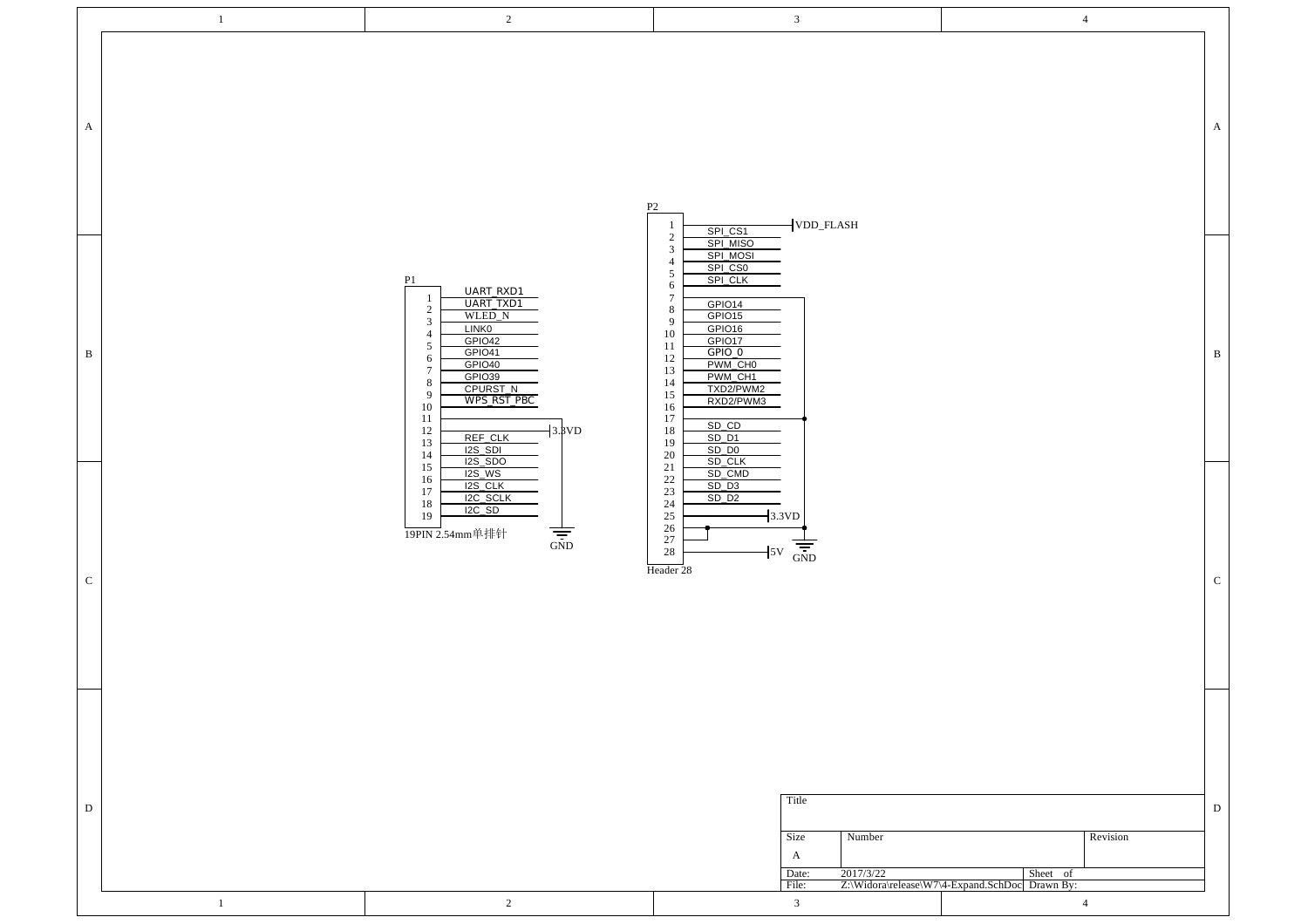## P1 — 19PIN 2.54mm单排针

| Pin | Net |
|---|---|
| 1 | UART_RXD1 |
| 2 | UART_TXD1 |
| 3 | WLED_N |
| 4 | LINK0 |
| 5 | GPIO42 |
| 6 | GPIO41 |
| 7 | GPIO40 |
| 8 | GPIO39 |
| 9 | CPURST_N |
| 10 | WPS_RST_PBC |
| 11 | 3.3VD |
| 12 | GND |
| 13 | REF_CLK |
| 14 | I2S_SDI |
| 15 | I2S_SDO |
| 16 | I2S_WS |
| 17 | I2S_CLK |
| 18 | I2C_SCLK |
| 19 | I2C_SD |

## P2 — Header 28

| Pin | Net |
|---|---|
| 1 | VDD_FLASH |
| 2 | SPI_CS1 |
| 3 | SPI_MISO |
| 4 | SPI_MOSI |
| 5 | SPI_CS0 |
| 6 | SPI_CLK |
| 7 | GND |
| 8 | GPIO14 |
| 9 | GPIO15 |
| 10 | GPIO16 |
| 11 | GPIO17 |
| 12 | GPIO_0 |
| 13 | PWM_CH0 |
| 14 | PWM_CH1 |
| 15 | TXD2/PWM2 |
| 16 | RXD2/PWM3 |
| 17 | GND |
| 18 | SD_CD |
| 19 | SD_D1 |
| 20 | SD_D0 |
| 21 | SD_CLK |
| 22 | SD_CMD |
| 23 | SD_D3 |
| 24 | SD_D2 |
| 25 | 3.3VD |
| 26 | GND |
| 27 | GND |
| 28 | 5V |

| Title | | |
|---|---|---|
| Size: A | Number | Revision |
| Date: 2017/3/22 | | Sheet of |
| File: Z:\Widora\release\W7\4-Expand.SchDoc | | Drawn By: |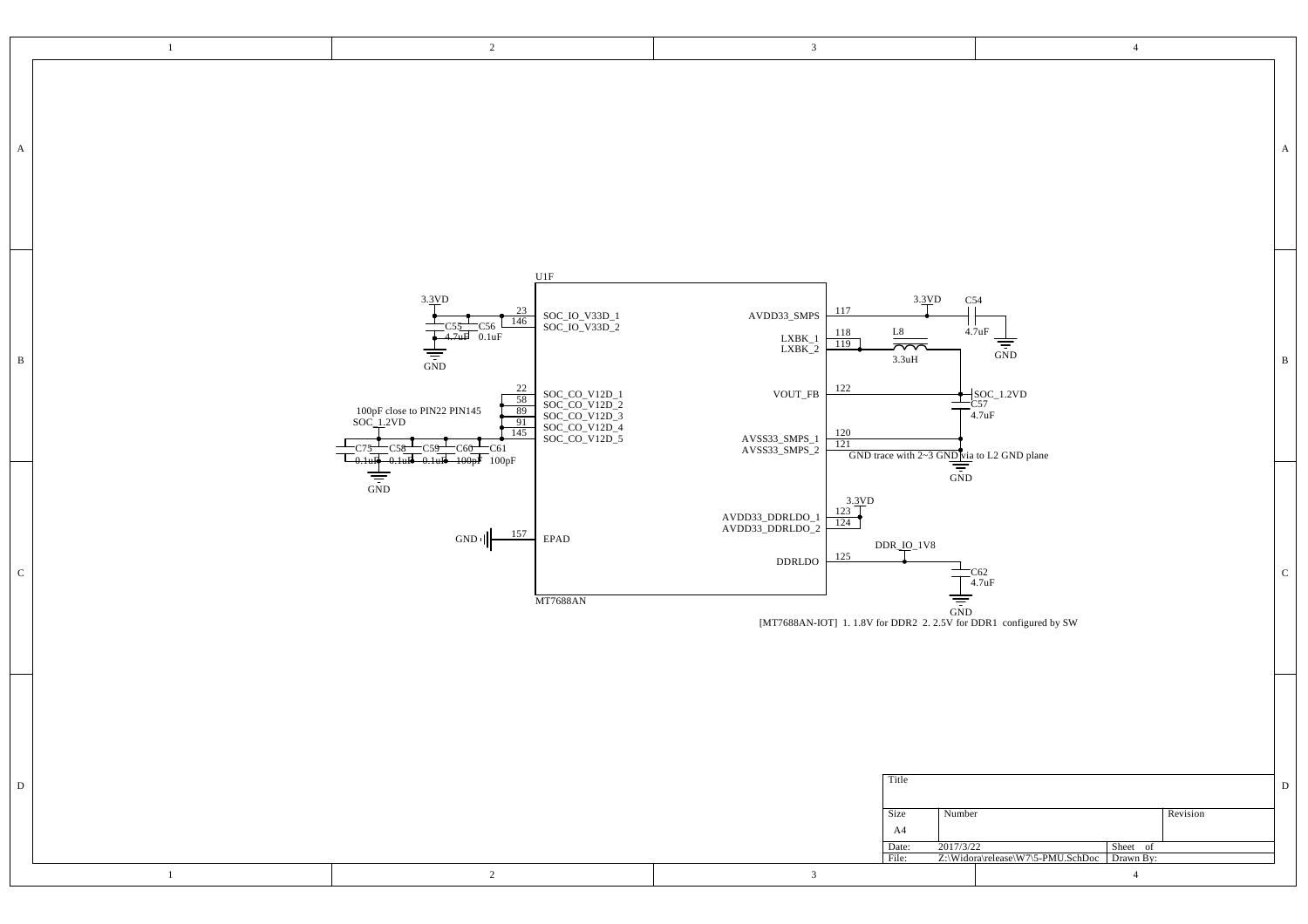U1F

3.3VD

| Pin | Name |
| --- | --- |
| 23 | SOC_IO_V33D_1 |
| 146 | SOC_IO_V33D_2 |

C55 4.7uF, C56 0.1uF, GND

100pF close to PIN22 PIN145

SOC_1.2VD

| Pin | Name |
| --- | --- |
| 22 | SOC_CO_V12D_1 |
| 58 | SOC_CO_V12D_2 |
| 89 | SOC_CO_V12D_3 |
| 91 | SOC_CO_V12D_4 |
| 145 | SOC_CO_V12D_5 |

C75 0.1uF, C58 0.1uF, C59 0.1uF, C60 100pF, C61 100pF, GND

| Pin | Name |
| --- | --- |
| 157 | EPAD |

GND

| Pin | Name |
| --- | --- |
| 117 | AVDD33_SMPS |
| 118 | LXBK_1 |
| 119 | LXBK_2 |
| 122 | VOUT_FB |
| 120 | AVSS33_SMPS_1 |
| 121 | AVSS33_SMPS_2 |
| 123 | AVDD33_DDRLDO_1 |
| 124 | AVDD33_DDRLDO_2 |
| 125 | DDRLDO |

3.3VD, C54 4.7uF, GND

L8 3.3uH

SOC_1.2VD, C57 4.7uF

GND trace with 2~3 GND via to L2 GND plane

GND

3.3VD

DDR_IO_1V8, C62 4.7uF, GND

MT7688AN

[MT7688AN-IOT] 1. 1.8V for DDR2 2. 2.5V for DDR1 configured by SW

| Title | | |
| --- | --- | --- |
| Size: A4 | Number | Revision |
| Date: 2017/3/22 | Sheet of | |
| File: Z:\Widora\release\W7\5-PMU.SchDoc | Drawn By: | |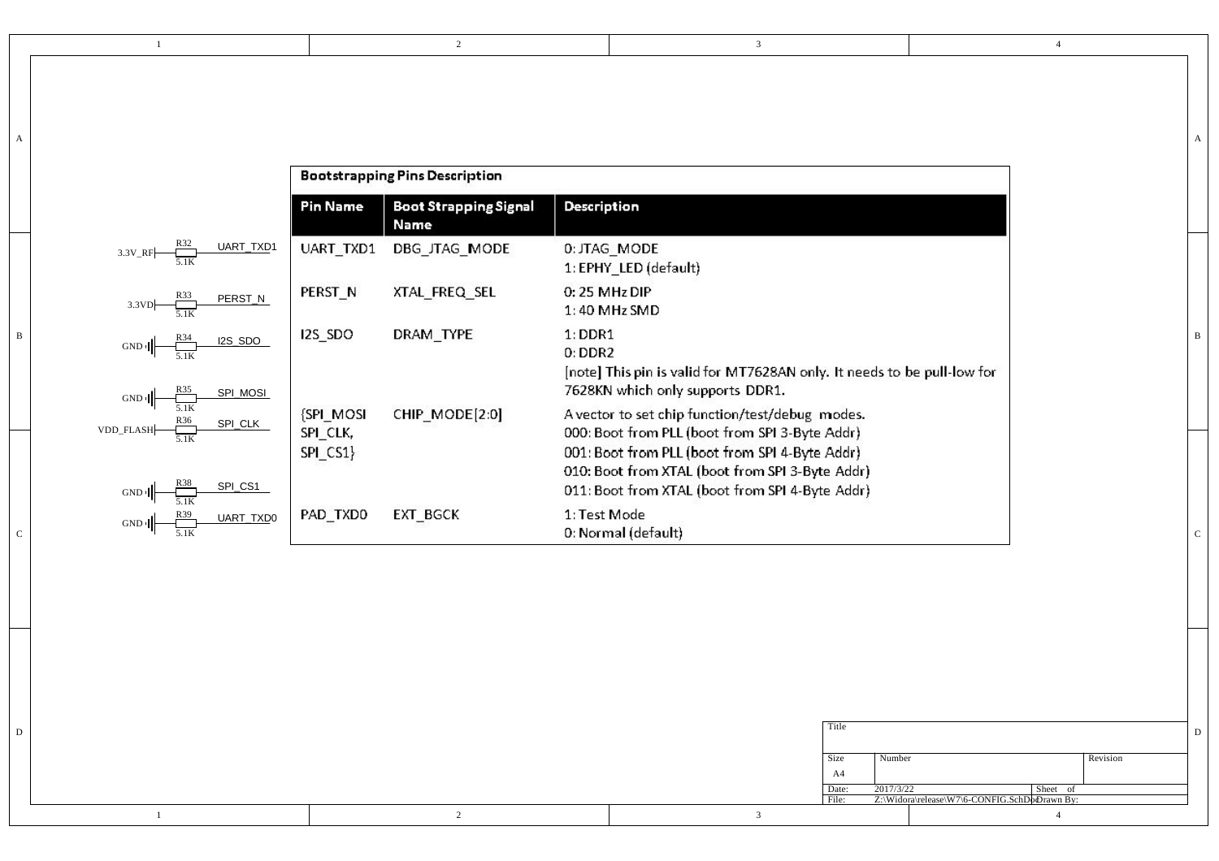R32 5.1K 3.3V_RF — UART_TXD1

R33 5.1K 3.3VD — PERST_N

R34 5.1K GND — I2S_SDO

R35 5.1K GND — SPI_MOSI

R36 5.1K VDD_FLASH — SPI_CLK

R38 5.1K GND — SPI_CS1

R39 5.1K GND — UART_TXD0

**Bootstrapping Pins Description**

| Pin Name | Boot Strapping Signal Name | Description |
|---|---|---|
| UART_TXD1 | DBG_JTAG_MODE | 0: JTAG_MODE<br>1: EPHY_LED (default) |
| PERST_N | XTAL_FREQ_SEL | 0: 25 MHz DIP<br>1: 40 MHz SMD |
| I2S_SDO | DRAM_TYPE | 1: DDR1<br>0: DDR2<br>[note] This pin is valid for MT7628AN only. It needs to be pull-low for 7628KN which only supports DDR1. |
| {SPI_MOSI SPI_CLK, SPI_CS1} | CHIP_MODE[2:0] | A vector to set chip function/test/debug modes.<br>000: Boot from PLL (boot from SPI 3-Byte Addr)<br>001: Boot from PLL (boot from SPI 4-Byte Addr)<br>010: Boot from XTAL (boot from SPI 3-Byte Addr)<br>011: Boot from XTAL (boot from SPI 4-Byte Addr) |
| PAD_TXD0 | EXT_BGCK | 1: Test Mode<br>0: Normal (default) |

| Title | | | |
|---|---|---|---|
| Size | Number | | Revision |
| A4 | | | |
| Date: | 2017/3/22 | Sheet of | |
| File: | Z:\Widora\release\W7\6-CONFIG.SchDoc | Drawn By: | |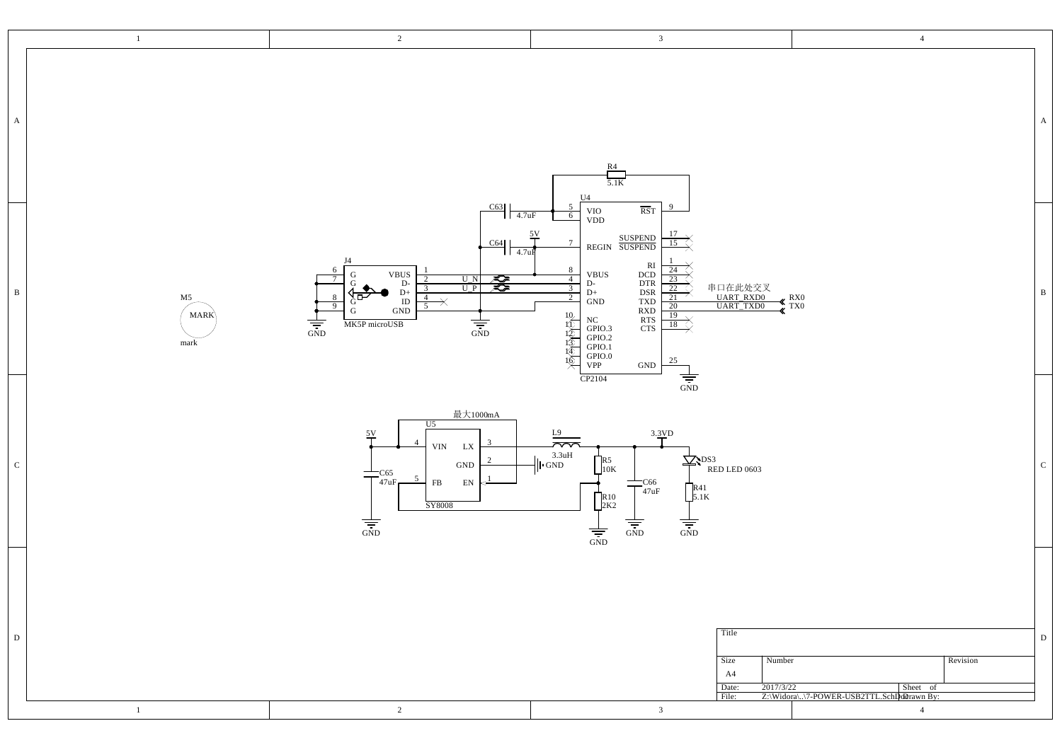R4
5.1K

U4

C63 4.7uF

C64 4.7uF

5V

| Pin | Name | Name | Pin |
|---|---|---|---|
| 5 | VIO | RST | 9 |
| 6 | VDD | | |
| | | SUSPEND | 17 |
| 7 | REGIN | SUSPEND | 15 |
| | | RI | 1 |
| 8 | VBUS | DCD | 24 |
| 4 | D- | DTR | 23 |
| 3 | D+ | DSR | 22 |
| 2 | GND | TXD | 21 |
| | | RXD | 20 |
| 10 | NC | RTS | 19 |
| 11 | GPIO.3 | CTS | 18 |
| 12 | GPIO.2 | | |
| 13 | GPIO.1 | | |
| 14 | GPIO.0 | | |
| 16 | VPP | GND | 25 |

CP2104

J4

| Pin | Name | Name | Pin |
|---|---|---|---|
| 6 | G | VBUS | 1 |
| 7 | G | D- | 2 |
| 8 | G | D+ | 3 |
| 9 | G | ID | 4 |
| | | GND | 5 |

MK5P microUSB

U_N
U_P

串口在此处交叉

UART_RXD0 → RX0
UART_TXD0 → TX0

M5
MARK
mark

GND

最大1000mA

U5

| Pin | Name | Name | Pin |
|---|---|---|---|
| 4 | VIN | LX | 3 |
| | | GND | 2 |
| 5 | FB | EN | 1 |

SY8008

5V

C65
47uF

L9
3.3uH

R5
10K

R10
2K2

C66
47uF

3.3VD

DS3
RED LED 0603

R41
5.1K

| Title | | | |
|---|---|---|---|
| Size | Number | | Revision |
| A4 | | | |
| Date: | 2017/3/22 | Sheet of | |
| File: | Z:\Widora\..\7-POWER-USB2TTL.SchDoc | Drawn By: | |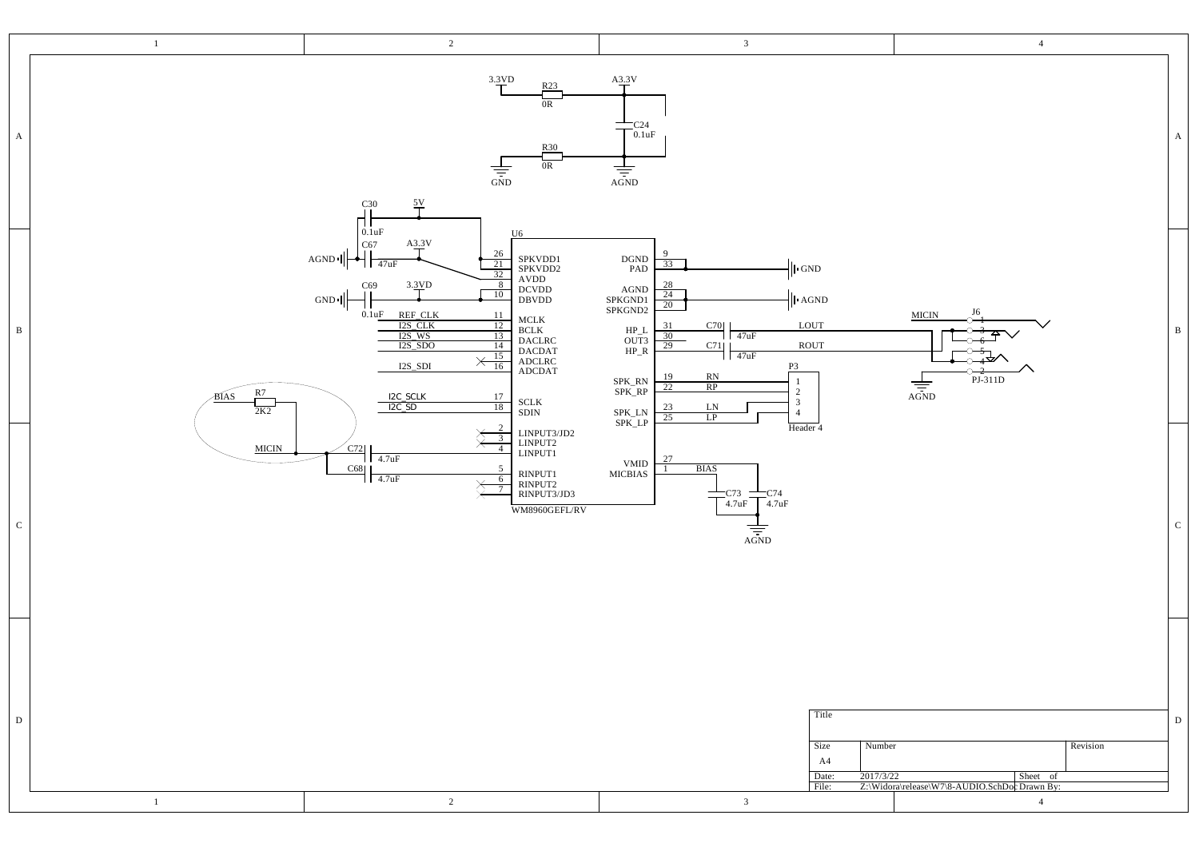3.3VD
R23
0R
A3.3V
C24
0.1uF
R30
0R
GND
AGND

C30
5V
0.1uF
C67
A3.3V
AGND
47uF
C69
3.3VD
GND
0.1uF

U6

| Pin | Name | Name | Pin |
|---|---|---|---|
| 26 | SPKVDD1 | DGND | 9 |
| 21 | SPKVDD2 | PAD | 33 |
| 32 | AVDD | | |
| 8 | DCVDD | AGND | 28 |
| 10 | DBVDD | SPKGND1 | 24 |
| | | SPKGND2 | 20 |
| 11 | MCLK | | |
| 12 | BCLK | HP_L | 31 |
| 13 | DACLRC | OUT3 | 30 |
| 14 | DACDAT | HP_R | 29 |
| 15 | ADCLRC | | |
| 16 | ADCDAT | | |
| | | SPK_RN | 19 |
| | | SPK_RP | 22 |
| 17 | SCLK | | |
| 18 | SDIN | SPK_LN | 23 |
| | | SPK_LP | 25 |
| 2 | LINPUT3/JD2 | | |
| 3 | LINPUT2 | | |
| 4 | LINPUT1 | VMID | 27 |
| 5 | RINPUT1 | MICBIAS | 1 |
| 6 | RINPUT2 | | |
| 7 | RINPUT3/JD3 | | |

WM8960GEFL/RV

REF_CLK
I2S_CLK
I2S_WS
I2S_SDO
I2S_SDI
I2C_SCLK
I2C_SD

BIAS
R7
2K2
MICIN
C72
4.7uF
C68
4.7uF

GND
AGND
C70
47uF
LOUT
C71
47uF
ROUT
RN
RP
LN
LP
P3
1
2
3
4
Header 4
BIAS
C73
4.7uF
C74
4.7uF
AGND

MICIN
J6
1
3
6
5
4
2
PJ-311D
AGND

| Title | | | |
|---|---|---|---|
| Size | Number | | Revision |
| A4 | | | |
| Date: | 2017/3/22 | Sheet of | |
| File: | Z:\Widora\release\W7\8-AUDIO.SchDoc | Drawn By: | |